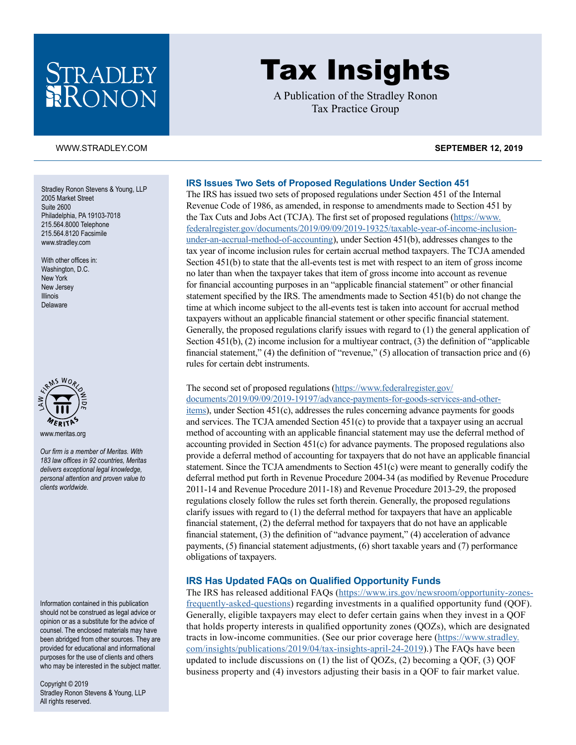# Tax Insights

A Publication of the Stradley Ronon Tax Practice Group

WWW.STRADLEY.COM

**SEPTEMBER 12, 2019**

Stradley Ronon Stevens & Young, LLP
2005 Market Street
Suite 2600
Philadelphia, PA 19103-7018
215.564.8000 Telephone
215.564.8120 Facsimile
www.stradley.com

With other offices in:
Washington, D.C.
New York
New Jersey
Illinois
Delaware

www.meritas.org

*Our firm is a member of Meritas. With 183 law offices in 92 countries, Meritas delivers exceptional legal knowledge, personal attention and proven value to clients worldwide.*

Information contained in this publication should not be construed as legal advice or opinion or as a substitute for the advice of counsel. The enclosed materials may have been abridged from other sources. They are provided for educational and informational purposes for the use of clients and others who may be interested in the subject matter.

Copyright © 2019
Stradley Ronon Stevens & Young, LLP
All rights reserved.

## IRS Issues Two Sets of Proposed Regulations Under Section 451

The IRS has issued two sets of proposed regulations under Section 451 of the Internal Revenue Code of 1986, as amended, in response to amendments made to Section 451 by the Tax Cuts and Jobs Act (TCJA). The first set of proposed regulations (https://www.federalregister.gov/documents/2019/09/09/2019-19325/taxable-year-of-income-inclusion-under-an-accrual-method-of-accounting), under Section 451(b), addresses changes to the tax year of income inclusion rules for certain accrual method taxpayers. The TCJA amended Section 451(b) to state that the all-events test is met with respect to an item of gross income no later than when the taxpayer takes that item of gross income into account as revenue for financial accounting purposes in an "applicable financial statement" or other financial statement specified by the IRS. The amendments made to Section 451(b) do not change the time at which income subject to the all-events test is taken into account for accrual method taxpayers without an applicable financial statement or other specific financial statement. Generally, the proposed regulations clarify issues with regard to (1) the general application of Section 451(b), (2) income inclusion for a multiyear contract, (3) the definition of "applicable financial statement," (4) the definition of "revenue," (5) allocation of transaction price and (6) rules for certain debt instruments.

The second set of proposed regulations (https://www.federalregister.gov/documents/2019/09/09/2019-19197/advance-payments-for-goods-services-and-other-items), under Section 451(c), addresses the rules concerning advance payments for goods and services. The TCJA amended Section 451(c) to provide that a taxpayer using an accrual method of accounting with an applicable financial statement may use the deferral method of accounting provided in Section 451(c) for advance payments. The proposed regulations also provide a deferral method of accounting for taxpayers that do not have an applicable financial statement. Since the TCJA amendments to Section 451(c) were meant to generally codify the deferral method put forth in Revenue Procedure 2004-34 (as modified by Revenue Procedure 2011-14 and Revenue Procedure 2011-18) and Revenue Procedure 2013-29, the proposed regulations closely follow the rules set forth therein. Generally, the proposed regulations clarify issues with regard to (1) the deferral method for taxpayers that have an applicable financial statement, (2) the deferral method for taxpayers that do not have an applicable financial statement, (3) the definition of "advance payment," (4) acceleration of advance payments, (5) financial statement adjustments, (6) short taxable years and (7) performance obligations of taxpayers.

## IRS Has Updated FAQs on Qualified Opportunity Funds

The IRS has released additional FAQs (https://www.irs.gov/newsroom/opportunity-zones-frequently-asked-questions) regarding investments in a qualified opportunity fund (QOF). Generally, eligible taxpayers may elect to defer certain gains when they invest in a QOF that holds property interests in qualified opportunity zones (QOZs), which are designated tracts in low-income communities. (See our prior coverage here (https://www.stradley.com/insights/publications/2019/04/tax-insights-april-24-2019).) The FAQs have been updated to include discussions on (1) the list of QOZs, (2) becoming a QOF, (3) QOF business property and (4) investors adjusting their basis in a QOF to fair market value.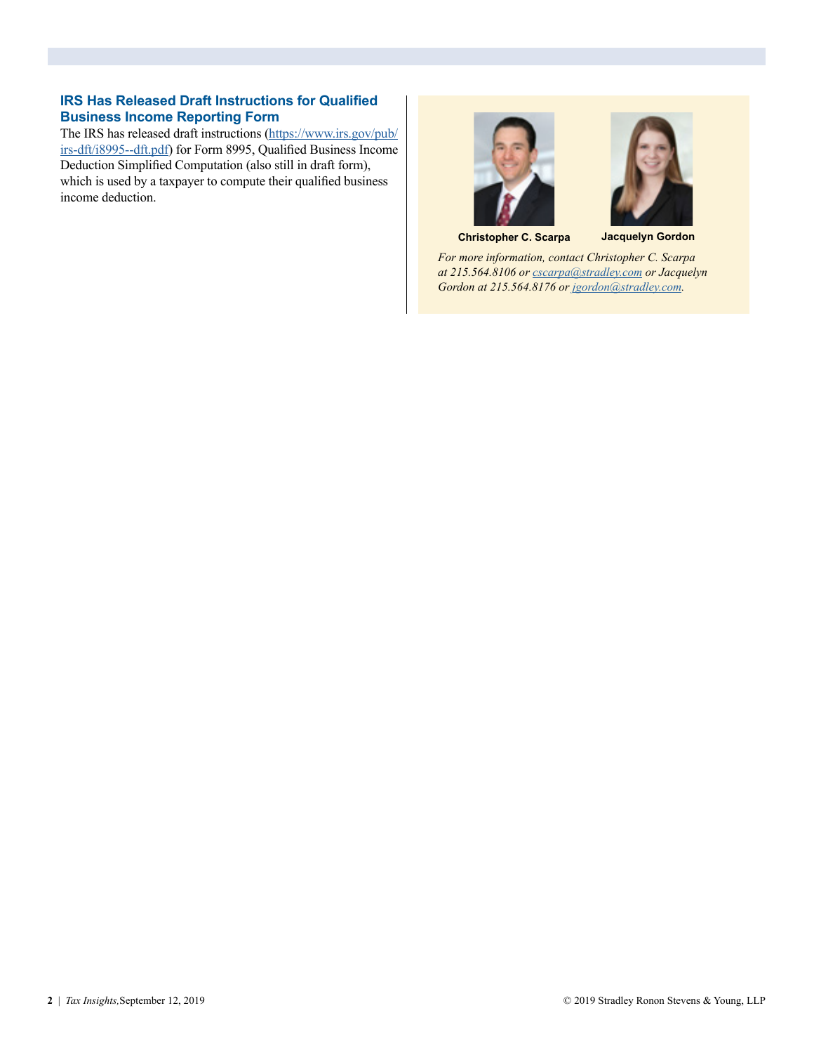### IRS Has Released Draft Instructions for Qualified Business Income Reporting Form

The IRS has released draft instructions (https://www.irs.gov/pub/irs-dft/i8995--dft.pdf) for Form 8995, Qualified Business Income Deduction Simplified Computation (also still in draft form), which is used by a taxpayer to compute their qualified business income deduction.

**Christopher C. Scarpa** **Jacquelyn Gordon**

*For more information, contact Christopher C. Scarpa at 215.564.8106 or cscarpa@stradley.com or Jacquelyn Gordon at 215.564.8176 or jgordon@stradley.com.*